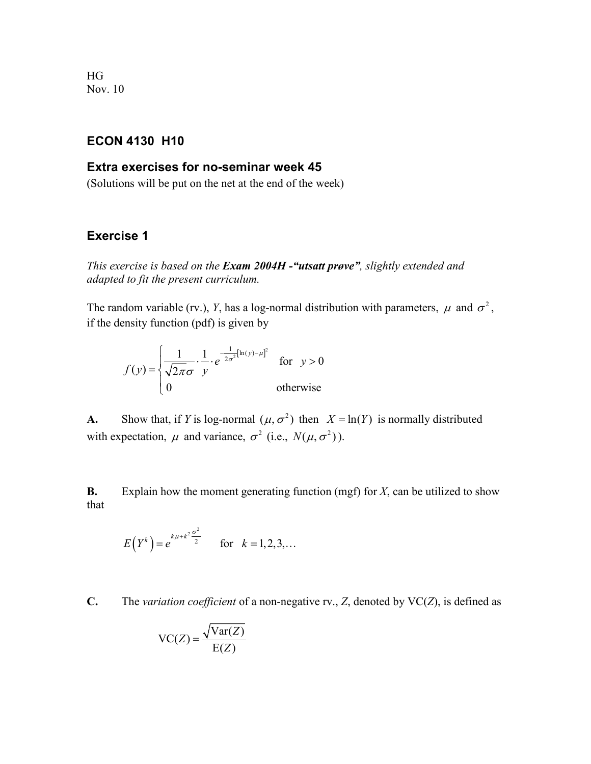HG
Nov. 10

## ECON 4130 H10

### Extra exercises for no-seminar week 45

(Solutions will be put on the net at the end of the week)

## Exercise 1

*This exercise is based on the **Exam 2004H -"utsatt prøve"**, slightly extended and adapted to fit the present curriculum.*

The random variable (rv.), $Y$, has a log-normal distribution with parameters, $\mu$ and $\sigma^2$, if the density function (pdf) is given by

$$f(y) = \begin{cases} \dfrac{1}{\sqrt{2\pi}\sigma} \cdot \dfrac{1}{y} \cdot e^{-\frac{1}{2\sigma^2}[\ln(y)-\mu]^2} & \text{for } \quad y > 0 \\ 0 & \text{otherwise} \end{cases}$$

**A.** Show that, if $Y$ is log-normal $(\mu, \sigma^2)$ then $X = \ln(Y)$ is normally distributed with expectation, $\mu$ and variance, $\sigma^2$ (i.e., $N(\mu, \sigma^2)$).

**B.** Explain how the moment generating function (mgf) for $X$, can be utilized to show that

$$E\left(Y^k\right) = e^{k\mu + k^2\frac{\sigma^2}{2}} \qquad \text{for} \quad k = 1, 2, 3, \ldots$$

**C.** The *variation coefficient* of a non-negative rv., $Z$, denoted by VC($Z$), is defined as

$$\text{VC}(Z) = \frac{\sqrt{\text{Var}(Z)}}{\text{E}(Z)}$$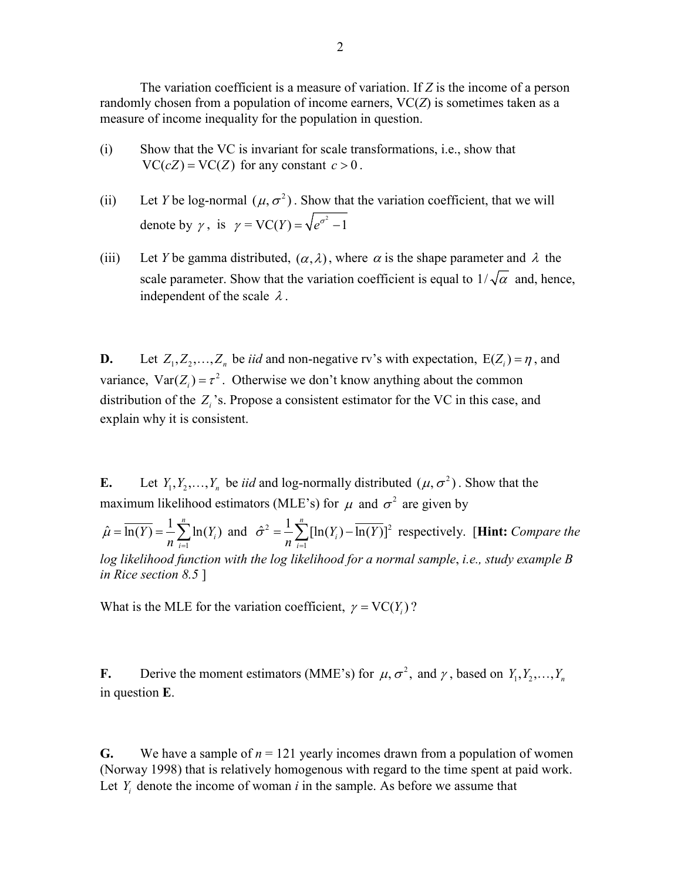The variation coefficient is a measure of variation. If $Z$ is the income of a person randomly chosen from a population of income earners, $\text{VC}(Z)$ is sometimes taken as a measure of income inequality for the population in question.

(i) Show that the VC is invariant for scale transformations, i.e., show that $\text{VC}(cZ) = \text{VC}(Z)$ for any constant $c > 0$.

(ii) Let $Y$ be log-normal $(\mu, \sigma^2)$. Show that the variation coefficient, that we will denote by $\gamma$, is $\gamma = \text{VC}(Y) = \sqrt{e^{\sigma^2} - 1}$

(iii) Let $Y$ be gamma distributed, $(\alpha, \lambda)$, where $\alpha$ is the shape parameter and $\lambda$ the scale parameter. Show that the variation coefficient is equal to $1/\sqrt{\alpha}$ and, hence, independent of the scale $\lambda$.

**D.** Let $Z_1, Z_2, \ldots, Z_n$ be *iid* and non-negative rv's with expectation, $\text{E}(Z_i) = \eta$, and variance, $\text{Var}(Z_i) = \tau^2$. Otherwise we don't know anything about the common distribution of the $Z_i$'s. Propose a consistent estimator for the VC in this case, and explain why it is consistent.

**E.** Let $Y_1, Y_2, \ldots, Y_n$ be *iid* and log-normally distributed $(\mu, \sigma^2)$. Show that the maximum likelihood estimators (MLE's) for $\mu$ and $\sigma^2$ are given by $\hat{\mu} = \overline{\ln(Y)} = \frac{1}{n}\sum_{i=1}^{n} \ln(Y_i)$ and $\hat{\sigma}^2 = \frac{1}{n}\sum_{i=1}^{n}[\ln(Y_i) - \overline{\ln(Y)}]^2$ respectively. [**Hint:** *Compare the log likelihood function with the log likelihood for a normal sample*, *i.e., study example B in Rice section 8.5* ]

What is the MLE for the variation coefficient, $\gamma = \text{VC}(Y_i)$?

**F.** Derive the moment estimators (MME's) for $\mu, \sigma^2$, and $\gamma$, based on $Y_1, Y_2, \ldots, Y_n$ in question **E**.

**G.** We have a sample of $n = 121$ yearly incomes drawn from a population of women (Norway 1998) that is relatively homogenous with regard to the time spent at paid work. Let $Y_i$ denote the income of woman $i$ in the sample. As before we assume that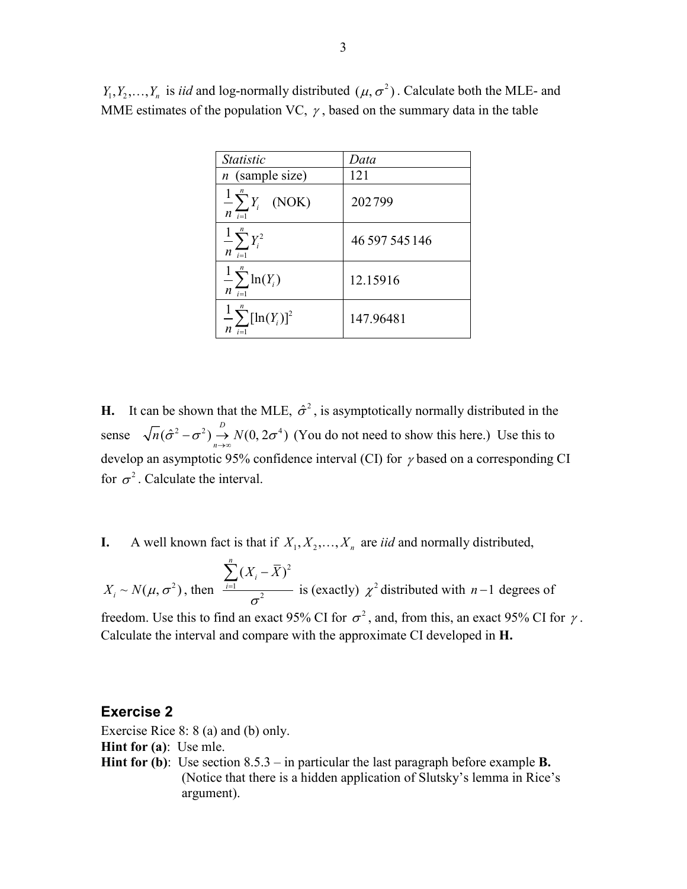$Y_1, Y_2, \ldots, Y_n$ is *iid* and log-normally distributed $(\mu, \sigma^2)$. Calculate both the MLE- and MME estimates of the population VC, $\gamma$, based on the summary data in the table

| *Statistic* | *Data* |
| --- | --- |
| $n$ (sample size) | 121 |
| $\frac{1}{n}\sum_{i=1}^{n} Y_i$ (NOK) | 202 799 |
| $\frac{1}{n}\sum_{i=1}^{n} Y_i^2$ | 46 597 545 146 |
| $\frac{1}{n}\sum_{i=1}^{n} \ln(Y_i)$ | 12.15916 |
| $\frac{1}{n}\sum_{i=1}^{n} [\ln(Y_i)]^2$ | 147.96481 |

**H.** It can be shown that the MLE, $\hat{\sigma}^2$, is asymptotically normally distributed in the sense $\sqrt{n}(\hat{\sigma}^2 - \sigma^2) \underset{n\to\infty}{\overset{D}{\to}} N(0, 2\sigma^4)$ (You do not need to show this here.) Use this to develop an asymptotic 95% confidence interval (CI) for $\gamma$ based on a corresponding CI for $\sigma^2$. Calculate the interval.

**I.** A well known fact is that if $X_1, X_2, \ldots, X_n$ are *iid* and normally distributed, $X_i \sim N(\mu, \sigma^2)$, then $\frac{\sum_{i=1}^{n}(X_i - \bar{X})^2}{\sigma^2}$ is (exactly) $\chi^2$ distributed with $n-1$ degrees of freedom. Use this to find an exact 95% CI for $\sigma^2$, and, from this, an exact 95% CI for $\gamma$. Calculate the interval and compare with the approximate CI developed in **H.**

## Exercise 2

Exercise Rice 8: 8 (a) and (b) only.

**Hint for (a)**: Use mle.

**Hint for (b)**: Use section 8.5.3 – in particular the last paragraph before example **B.** (Notice that there is a hidden application of Slutsky's lemma in Rice's argument).